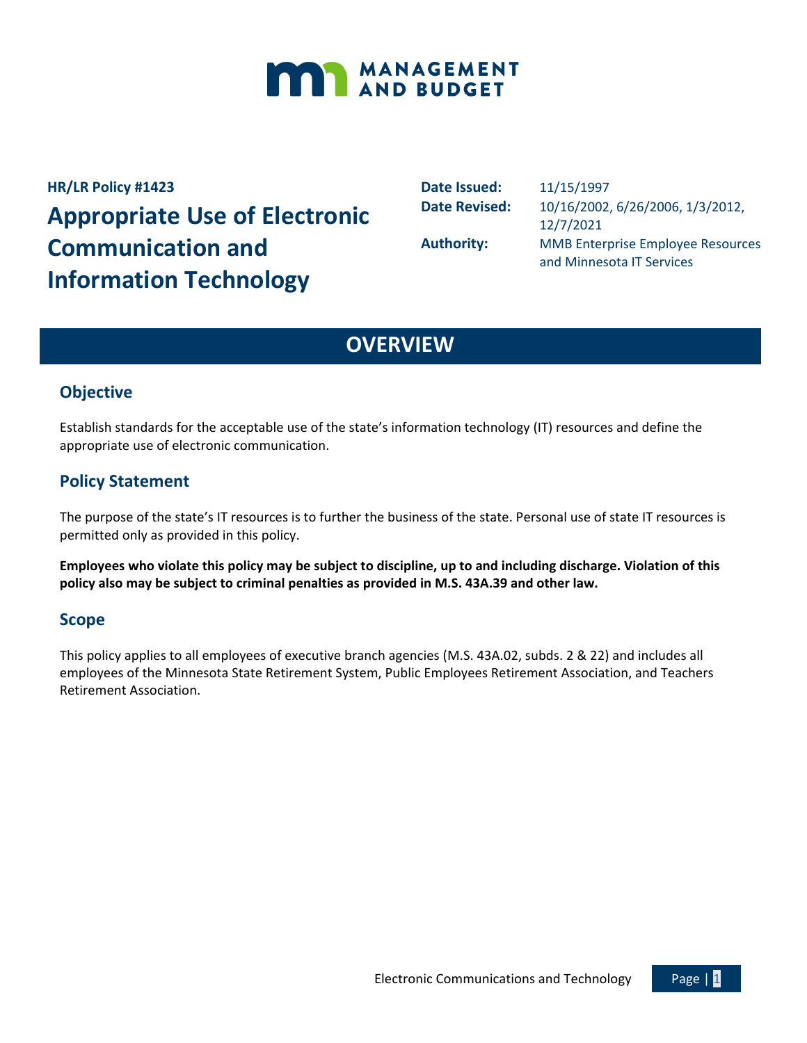MANAGEMENT AND BUDGET

**HR/LR Policy #1423**

# Appropriate Use of Electronic Communication and Information Technology

**Date Issued:** 11/15/1997
**Date Revised:** 10/16/2002, 6/26/2006, 1/3/2012, 12/7/2021
**Authority:** MMB Enterprise Employee Resources and Minnesota IT Services

## OVERVIEW

### Objective

Establish standards for the acceptable use of the state's information technology (IT) resources and define the appropriate use of electronic communication.

### Policy Statement

The purpose of the state's IT resources is to further the business of the state. Personal use of state IT resources is permitted only as provided in this policy.

**Employees who violate this policy may be subject to discipline, up to and including discharge. Violation of this policy also may be subject to criminal penalties as provided in M.S. 43A.39 and other law.**

### Scope

This policy applies to all employees of executive branch agencies (M.S. 43A.02, subds. 2 & 22) and includes all employees of the Minnesota State Retirement System, Public Employees Retirement Association, and Teachers Retirement Association.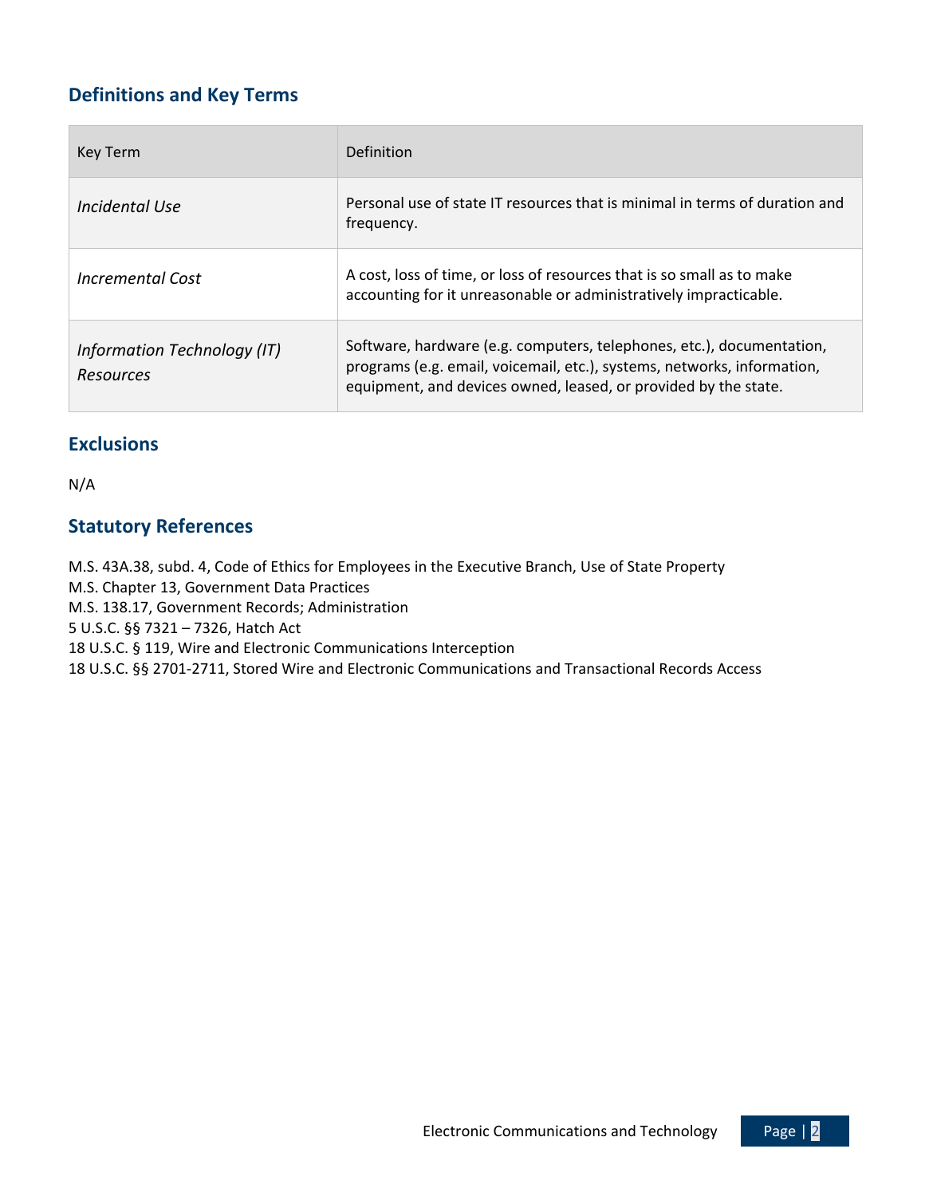## Definitions and Key Terms

| Key Term | Definition |
|---|---|
| *Incidental Use* | Personal use of state IT resources that is minimal in terms of duration and frequency. |
| *Incremental Cost* | A cost, loss of time, or loss of resources that is so small as to make accounting for it unreasonable or administratively impracticable. |
| *Information Technology (IT) Resources* | Software, hardware (e.g. computers, telephones, etc.), documentation, programs (e.g. email, voicemail, etc.), systems, networks, information, equipment, and devices owned, leased, or provided by the state. |

## Exclusions

N/A

## Statutory References

M.S. 43A.38, subd. 4, Code of Ethics for Employees in the Executive Branch, Use of State Property
M.S. Chapter 13, Government Data Practices
M.S. 138.17, Government Records; Administration
5 U.S.C. §§ 7321 – 7326, Hatch Act
18 U.S.C. § 119, Wire and Electronic Communications Interception
18 U.S.C. §§ 2701-2711, Stored Wire and Electronic Communications and Transactional Records Access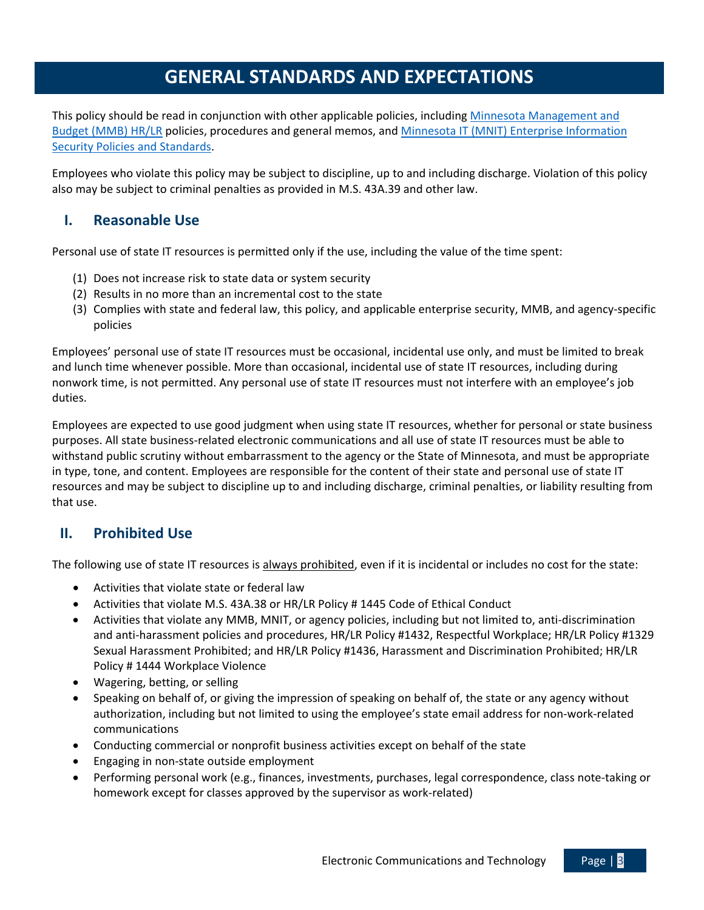# GENERAL STANDARDS AND EXPECTATIONS

This policy should be read in conjunction with other applicable policies, including [Minnesota Management and Budget (MMB) HR/LR](#) policies, procedures and general memos, and [Minnesota IT (MNIT) Enterprise Information Security Policies and Standards](#).

Employees who violate this policy may be subject to discipline, up to and including discharge. Violation of this policy also may be subject to criminal penalties as provided in M.S. 43A.39 and other law.

## I. Reasonable Use

Personal use of state IT resources is permitted only if the use, including the value of the time spent:

(1) Does not increase risk to state data or system security
(2) Results in no more than an incremental cost to the state
(3) Complies with state and federal law, this policy, and applicable enterprise security, MMB, and agency-specific policies

Employees' personal use of state IT resources must be occasional, incidental use only, and must be limited to break and lunch time whenever possible. More than occasional, incidental use of state IT resources, including during nonwork time, is not permitted. Any personal use of state IT resources must not interfere with an employee's job duties.

Employees are expected to use good judgment when using state IT resources, whether for personal or state business purposes. All state business-related electronic communications and all use of state IT resources must be able to withstand public scrutiny without embarrassment to the agency or the State of Minnesota, and must be appropriate in type, tone, and content. Employees are responsible for the content of their state and personal use of state IT resources and may be subject to discipline up to and including discharge, criminal penalties, or liability resulting from that use.

## II. Prohibited Use

The following use of state IT resources is <u>always prohibited</u>, even if it is incidental or includes no cost for the state:

- Activities that violate state or federal law
- Activities that violate M.S. 43A.38 or HR/LR Policy # 1445 Code of Ethical Conduct
- Activities that violate any MMB, MNIT, or agency policies, including but not limited to, anti-discrimination and anti-harassment policies and procedures, HR/LR Policy #1432, Respectful Workplace; HR/LR Policy #1329 Sexual Harassment Prohibited; and HR/LR Policy #1436, Harassment and Discrimination Prohibited; HR/LR Policy # 1444 Workplace Violence
- Wagering, betting, or selling
- Speaking on behalf of, or giving the impression of speaking on behalf of, the state or any agency without authorization, including but not limited to using the employee's state email address for non-work-related communications
- Conducting commercial or nonprofit business activities except on behalf of the state
- Engaging in non-state outside employment
- Performing personal work (e.g., finances, investments, purchases, legal correspondence, class note-taking or homework except for classes approved by the supervisor as work-related)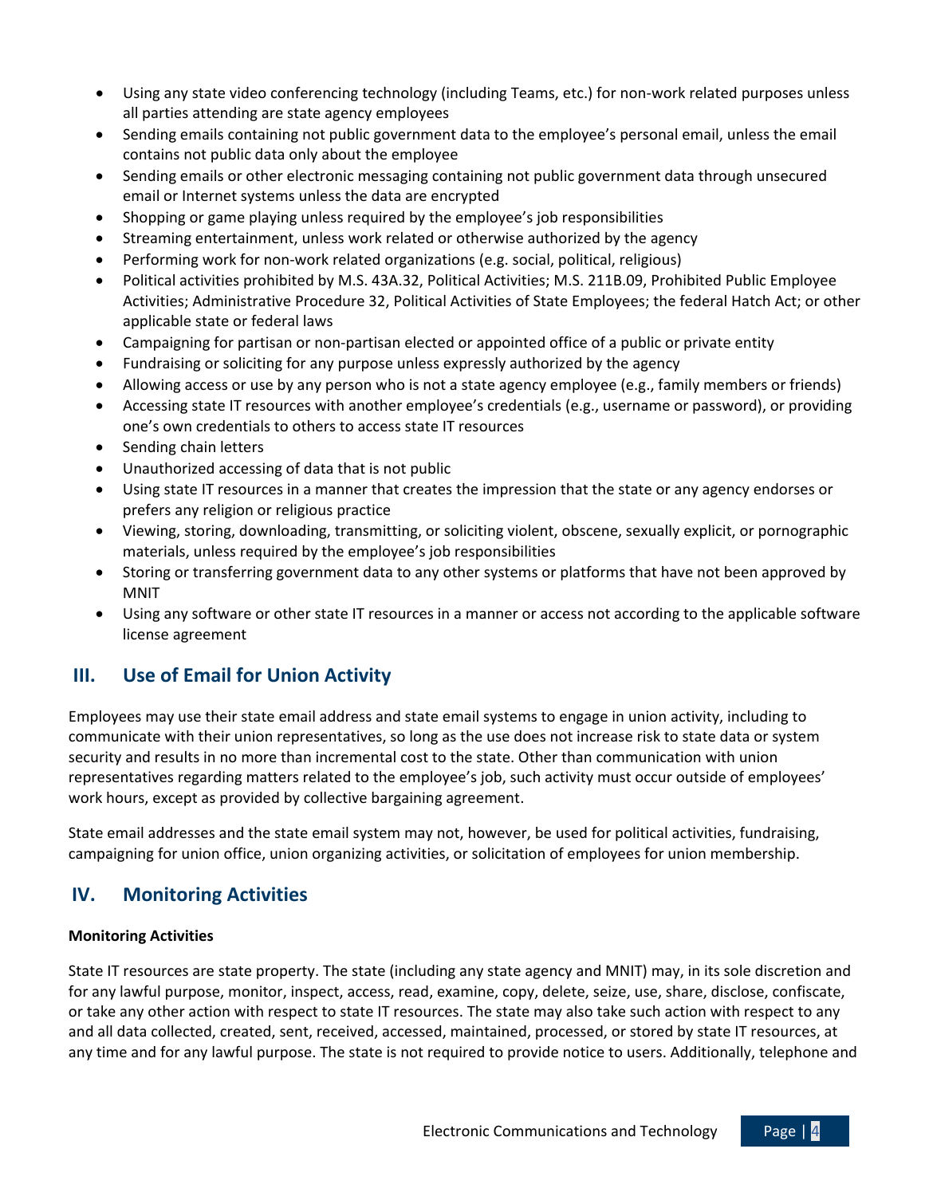- Using any state video conferencing technology (including Teams, etc.) for non-work related purposes unless all parties attending are state agency employees
- Sending emails containing not public government data to the employee's personal email, unless the email contains not public data only about the employee
- Sending emails or other electronic messaging containing not public government data through unsecured email or Internet systems unless the data are encrypted
- Shopping or game playing unless required by the employee's job responsibilities
- Streaming entertainment, unless work related or otherwise authorized by the agency
- Performing work for non-work related organizations (e.g. social, political, religious)
- Political activities prohibited by M.S. 43A.32, Political Activities; M.S. 211B.09, Prohibited Public Employee Activities; Administrative Procedure 32, Political Activities of State Employees; the federal Hatch Act; or other applicable state or federal laws
- Campaigning for partisan or non-partisan elected or appointed office of a public or private entity
- Fundraising or soliciting for any purpose unless expressly authorized by the agency
- Allowing access or use by any person who is not a state agency employee (e.g., family members or friends)
- Accessing state IT resources with another employee's credentials (e.g., username or password), or providing one's own credentials to others to access state IT resources
- Sending chain letters
- Unauthorized accessing of data that is not public
- Using state IT resources in a manner that creates the impression that the state or any agency endorses or prefers any religion or religious practice
- Viewing, storing, downloading, transmitting, or soliciting violent, obscene, sexually explicit, or pornographic materials, unless required by the employee's job responsibilities
- Storing or transferring government data to any other systems or platforms that have not been approved by MNIT
- Using any software or other state IT resources in a manner or access not according to the applicable software license agreement

## III. Use of Email for Union Activity

Employees may use their state email address and state email systems to engage in union activity, including to communicate with their union representatives, so long as the use does not increase risk to state data or system security and results in no more than incremental cost to the state. Other than communication with union representatives regarding matters related to the employee's job, such activity must occur outside of employees' work hours, except as provided by collective bargaining agreement.

State email addresses and the state email system may not, however, be used for political activities, fundraising, campaigning for union office, union organizing activities, or solicitation of employees for union membership.

## IV. Monitoring Activities

**Monitoring Activities**

State IT resources are state property. The state (including any state agency and MNIT) may, in its sole discretion and for any lawful purpose, monitor, inspect, access, read, examine, copy, delete, seize, use, share, disclose, confiscate, or take any other action with respect to state IT resources. The state may also take such action with respect to any and all data collected, created, sent, received, accessed, maintained, processed, or stored by state IT resources, at any time and for any lawful purpose. The state is not required to provide notice to users. Additionally, telephone and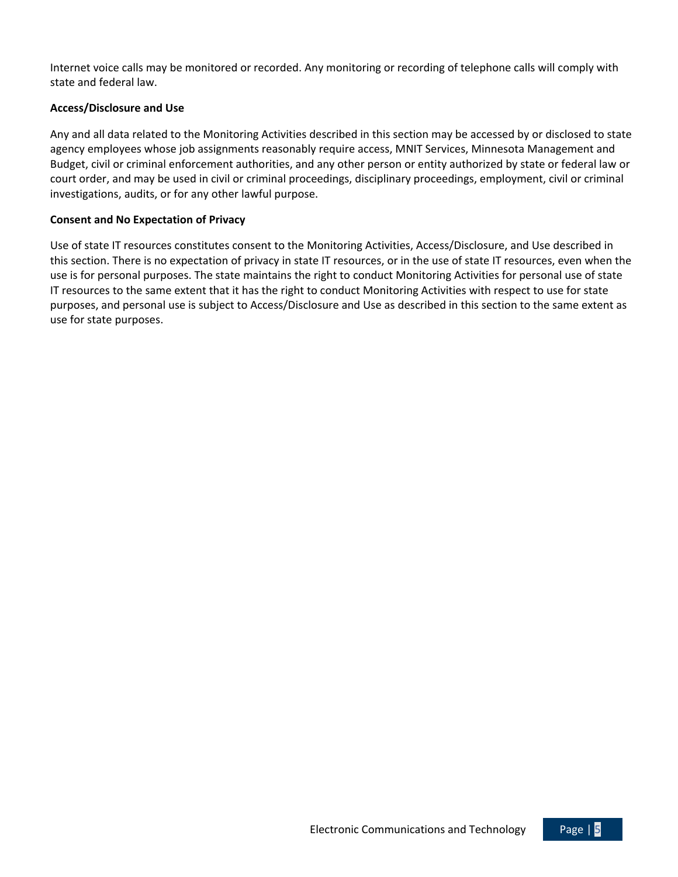Internet voice calls may be monitored or recorded. Any monitoring or recording of telephone calls will comply with state and federal law.

**Access/Disclosure and Use**

Any and all data related to the Monitoring Activities described in this section may be accessed by or disclosed to state agency employees whose job assignments reasonably require access, MNIT Services, Minnesota Management and Budget, civil or criminal enforcement authorities, and any other person or entity authorized by state or federal law or court order, and may be used in civil or criminal proceedings, disciplinary proceedings, employment, civil or criminal investigations, audits, or for any other lawful purpose.

**Consent and No Expectation of Privacy**

Use of state IT resources constitutes consent to the Monitoring Activities, Access/Disclosure, and Use described in this section. There is no expectation of privacy in state IT resources, or in the use of state IT resources, even when the use is for personal purposes. The state maintains the right to conduct Monitoring Activities for personal use of state IT resources to the same extent that it has the right to conduct Monitoring Activities with respect to use for state purposes, and personal use is subject to Access/Disclosure and Use as described in this section to the same extent as use for state purposes.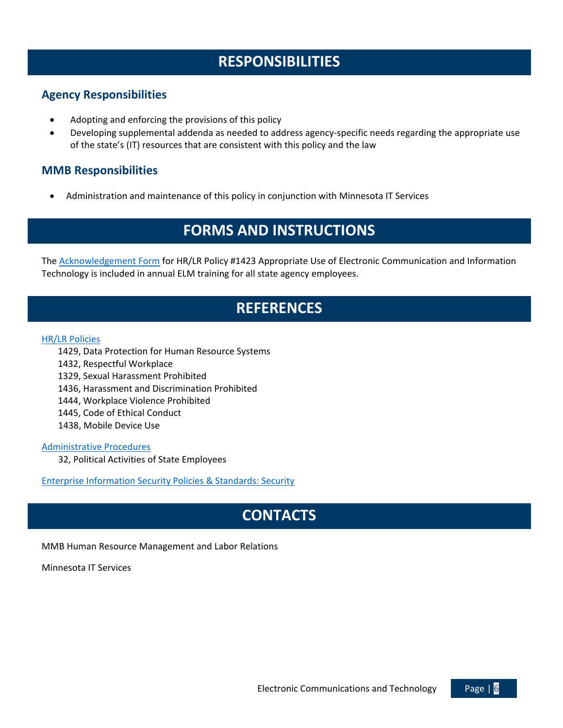# RESPONSIBILITIES

### Agency Responsibilities

- Adopting and enforcing the provisions of this policy
- Developing supplemental addenda as needed to address agency-specific needs regarding the appropriate use of the state's (IT) resources that are consistent with this policy and the law

### MMB Responsibilities

- Administration and maintenance of this policy in conjunction with Minnesota IT Services

# FORMS AND INSTRUCTIONS

The Acknowledgement Form for HR/LR Policy #1423 Appropriate Use of Electronic Communication and Information Technology is included in annual ELM training for all state agency employees.

# REFERENCES

HR/LR Policies

1429, Data Protection for Human Resource Systems
1432, Respectful Workplace
1329, Sexual Harassment Prohibited
1436, Harassment and Discrimination Prohibited
1444, Workplace Violence Prohibited
1445, Code of Ethical Conduct
1438, Mobile Device Use

Administrative Procedures

32, Political Activities of State Employees

Enterprise Information Security Policies & Standards: Security

# CONTACTS

MMB Human Resource Management and Labor Relations

Minnesota IT Services